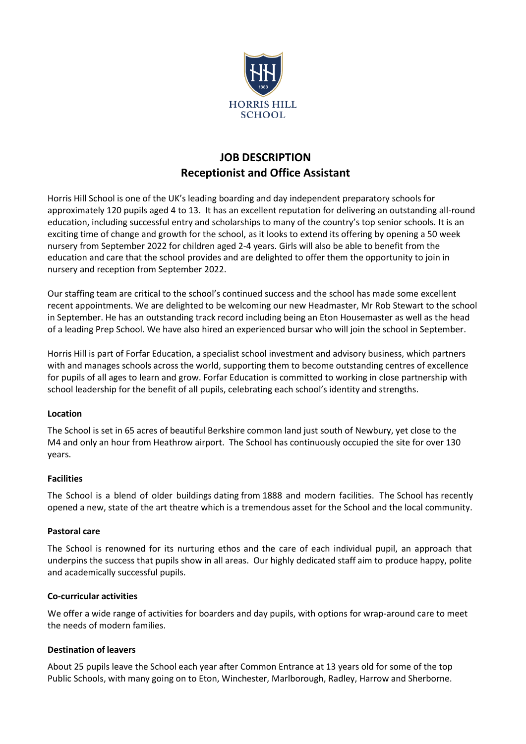HORRIS HILL SCHOOL

# JOB DESCRIPTION
## Receptionist and Office Assistant

Horris Hill School is one of the UK's leading boarding and day independent preparatory schools for approximately 120 pupils aged 4 to 13. It has an excellent reputation for delivering an outstanding all-round education, including successful entry and scholarships to many of the country's top senior schools. It is an exciting time of change and growth for the school, as it looks to extend its offering by opening a 50 week nursery from September 2022 for children aged 2-4 years. Girls will also be able to benefit from the education and care that the school provides and are delighted to offer them the opportunity to join in nursery and reception from September 2022.

Our staffing team are critical to the school's continued success and the school has made some excellent recent appointments. We are delighted to be welcoming our new Headmaster, Mr Rob Stewart to the school in September. He has an outstanding track record including being an Eton Housemaster as well as the head of a leading Prep School. We have also hired an experienced bursar who will join the school in September.

Horris Hill is part of Forfar Education, a specialist school investment and advisory business, which partners with and manages schools across the world, supporting them to become outstanding centres of excellence for pupils of all ages to learn and grow. Forfar Education is committed to working in close partnership with school leadership for the benefit of all pupils, celebrating each school's identity and strengths.

**Location**

The School is set in 65 acres of beautiful Berkshire common land just south of Newbury, yet close to the M4 and only an hour from Heathrow airport. The School has continuously occupied the site for over 130 years.

**Facilities**

The School is a blend of older buildings dating from 1888 and modern facilities. The School has recently opened a new, state of the art theatre which is a tremendous asset for the School and the local community.

**Pastoral care**

The School is renowned for its nurturing ethos and the care of each individual pupil, an approach that underpins the success that pupils show in all areas. Our highly dedicated staff aim to produce happy, polite and academically successful pupils.

**Co-curricular activities**

We offer a wide range of activities for boarders and day pupils, with options for wrap-around care to meet the needs of modern families.

**Destination of leavers**

About 25 pupils leave the School each year after Common Entrance at 13 years old for some of the top Public Schools, with many going on to Eton, Winchester, Marlborough, Radley, Harrow and Sherborne.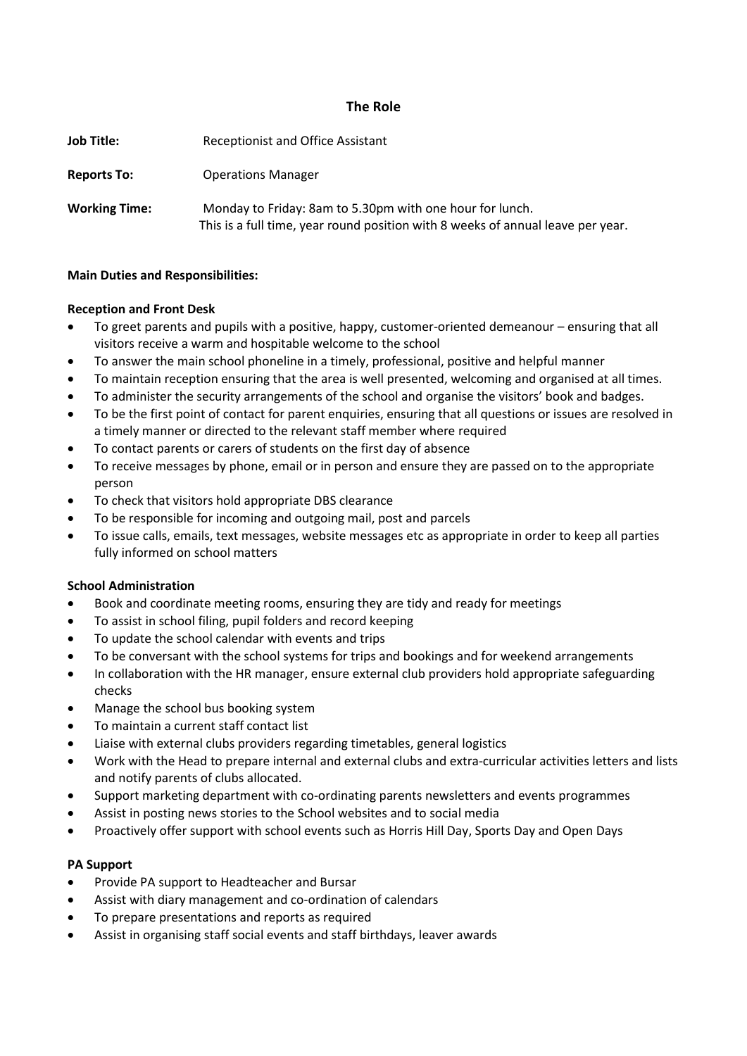## The Role

**Job Title:** Receptionist and Office Assistant

**Reports To:** Operations Manager

**Working Time:** Monday to Friday: 8am to 5.30pm with one hour for lunch.
This is a full time, year round position with 8 weeks of annual leave per year.

**Main Duties and Responsibilities:**

**Reception and Front Desk**

- To greet parents and pupils with a positive, happy, customer-oriented demeanour – ensuring that all visitors receive a warm and hospitable welcome to the school
- To answer the main school phoneline in a timely, professional, positive and helpful manner
- To maintain reception ensuring that the area is well presented, welcoming and organised at all times.
- To administer the security arrangements of the school and organise the visitors' book and badges.
- To be the first point of contact for parent enquiries, ensuring that all questions or issues are resolved in a timely manner or directed to the relevant staff member where required
- To contact parents or carers of students on the first day of absence
- To receive messages by phone, email or in person and ensure they are passed on to the appropriate person
- To check that visitors hold appropriate DBS clearance
- To be responsible for incoming and outgoing mail, post and parcels
- To issue calls, emails, text messages, website messages etc as appropriate in order to keep all parties fully informed on school matters

**School Administration**

- Book and coordinate meeting rooms, ensuring they are tidy and ready for meetings
- To assist in school filing, pupil folders and record keeping
- To update the school calendar with events and trips
- To be conversant with the school systems for trips and bookings and for weekend arrangements
- In collaboration with the HR manager, ensure external club providers hold appropriate safeguarding checks
- Manage the school bus booking system
- To maintain a current staff contact list
- Liaise with external clubs providers regarding timetables, general logistics
- Work with the Head to prepare internal and external clubs and extra-curricular activities letters and lists and notify parents of clubs allocated.
- Support marketing department with co-ordinating parents newsletters and events programmes
- Assist in posting news stories to the School websites and to social media
- Proactively offer support with school events such as Horris Hill Day, Sports Day and Open Days

**PA Support**

- Provide PA support to Headteacher and Bursar
- Assist with diary management and co-ordination of calendars
- To prepare presentations and reports as required
- Assist in organising staff social events and staff birthdays, leaver awards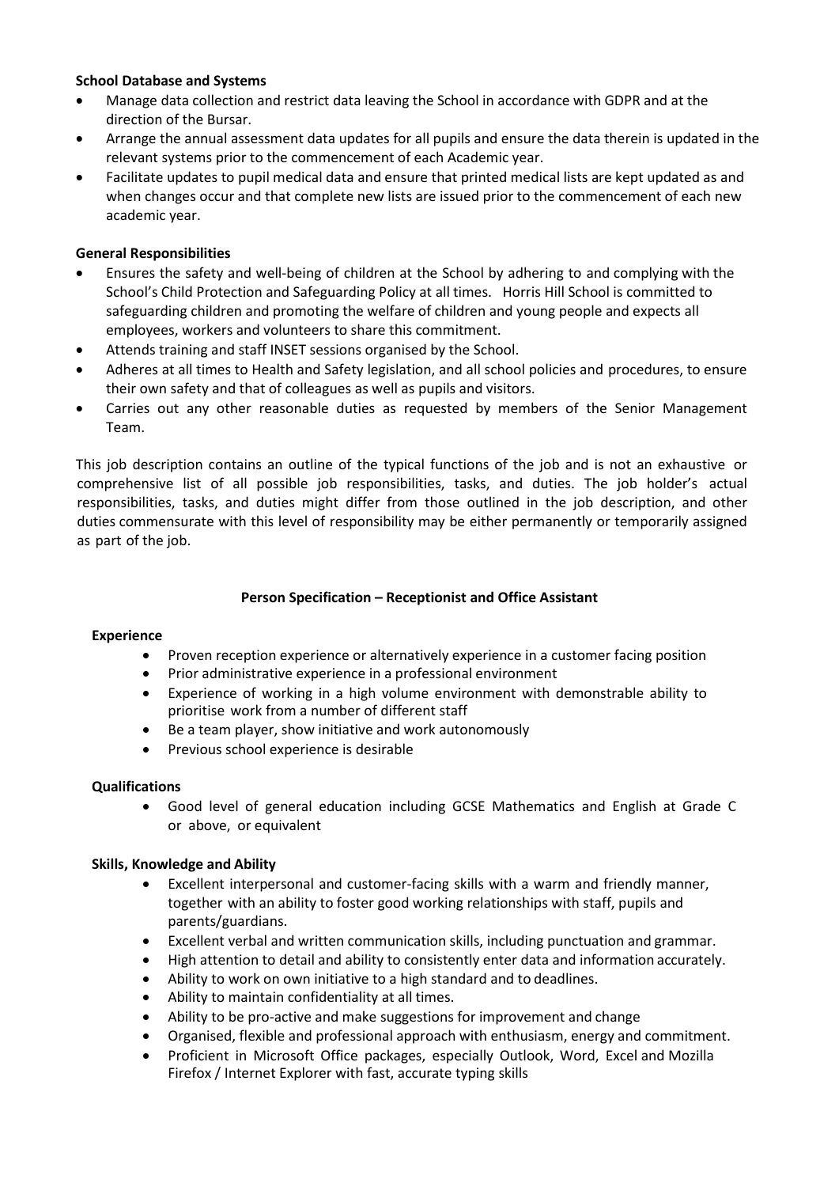**School Database and Systems**

- Manage data collection and restrict data leaving the School in accordance with GDPR and at the direction of the Bursar.
- Arrange the annual assessment data updates for all pupils and ensure the data therein is updated in the relevant systems prior to the commencement of each Academic year.
- Facilitate updates to pupil medical data and ensure that printed medical lists are kept updated as and when changes occur and that complete new lists are issued prior to the commencement of each new academic year.

**General Responsibilities**

- Ensures the safety and well-being of children at the School by adhering to and complying with the School's Child Protection and Safeguarding Policy at all times. Horris Hill School is committed to safeguarding children and promoting the welfare of children and young people and expects all employees, workers and volunteers to share this commitment.
- Attends training and staff INSET sessions organised by the School.
- Adheres at all times to Health and Safety legislation, and all school policies and procedures, to ensure their own safety and that of colleagues as well as pupils and visitors.
- Carries out any other reasonable duties as requested by members of the Senior Management Team.

This job description contains an outline of the typical functions of the job and is not an exhaustive or comprehensive list of all possible job responsibilities, tasks, and duties. The job holder's actual responsibilities, tasks, and duties might differ from those outlined in the job description, and other duties commensurate with this level of responsibility may be either permanently or temporarily assigned as part of the job.

## Person Specification – Receptionist and Office Assistant

**Experience**

- Proven reception experience or alternatively experience in a customer facing position
- Prior administrative experience in a professional environment
- Experience of working in a high volume environment with demonstrable ability to prioritise work from a number of different staff
- Be a team player, show initiative and work autonomously
- Previous school experience is desirable

**Qualifications**

- Good level of general education including GCSE Mathematics and English at Grade C or above, or equivalent

**Skills, Knowledge and Ability**

- Excellent interpersonal and customer-facing skills with a warm and friendly manner, together with an ability to foster good working relationships with staff, pupils and parents/guardians.
- Excellent verbal and written communication skills, including punctuation and grammar.
- High attention to detail and ability to consistently enter data and information accurately.
- Ability to work on own initiative to a high standard and to deadlines.
- Ability to maintain confidentiality at all times.
- Ability to be pro-active and make suggestions for improvement and change
- Organised, flexible and professional approach with enthusiasm, energy and commitment.
- Proficient in Microsoft Office packages, especially Outlook, Word, Excel and Mozilla Firefox / Internet Explorer with fast, accurate typing skills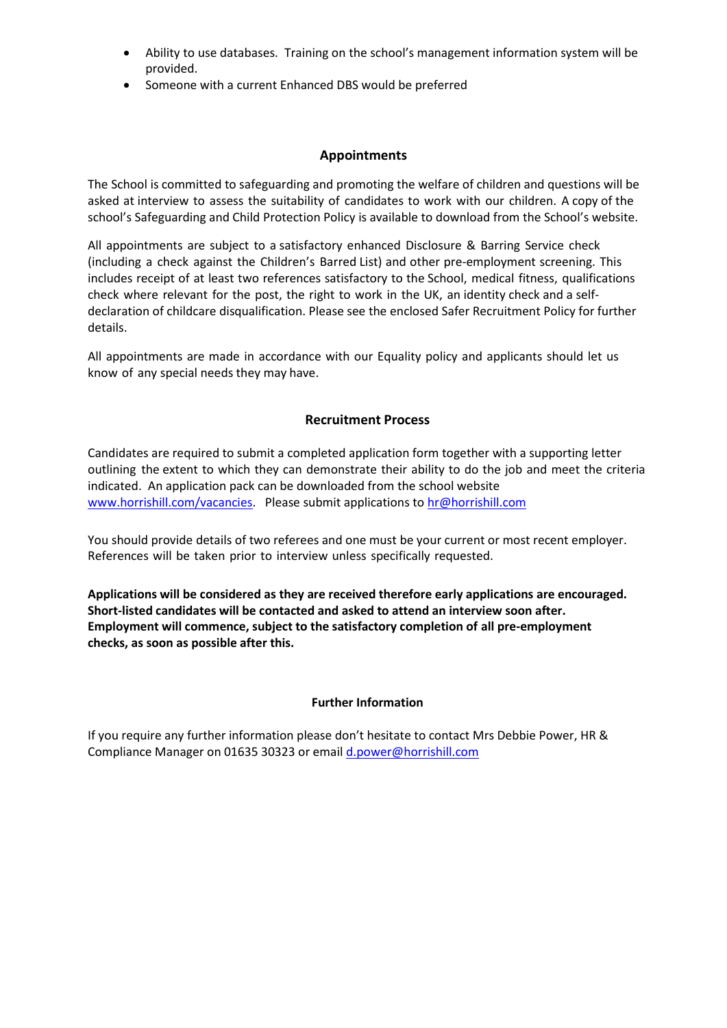- Ability to use databases. Training on the school's management information system will be provided.
- Someone with a current Enhanced DBS would be preferred

## Appointments

The School is committed to safeguarding and promoting the welfare of children and questions will be asked at interview to assess the suitability of candidates to work with our children. A copy of the school's Safeguarding and Child Protection Policy is available to download from the School's website.

All appointments are subject to a satisfactory enhanced Disclosure & Barring Service check (including a check against the Children's Barred List) and other pre-employment screening. This includes receipt of at least two references satisfactory to the School, medical fitness, qualifications check where relevant for the post, the right to work in the UK, an identity check and a self-declaration of childcare disqualification. Please see the enclosed Safer Recruitment Policy for further details.

All appointments are made in accordance with our Equality policy and applicants should let us know of any special needs they may have.

## Recruitment Process

Candidates are required to submit a completed application form together with a supporting letter outlining the extent to which they can demonstrate their ability to do the job and meet the criteria indicated. An application pack can be downloaded from the school website [www.horrishill.com/vacancies](www.horrishill.com/vacancies). Please submit applications to [hr@horrishill.com](mailto:hr@horrishill.com)

You should provide details of two referees and one must be your current or most recent employer. References will be taken prior to interview unless specifically requested.

**Applications will be considered as they are received therefore early applications are encouraged. Short-listed candidates will be contacted and asked to attend an interview soon after. Employment will commence, subject to the satisfactory completion of all pre-employment checks, as soon as possible after this.**

## Further Information

If you require any further information please don't hesitate to contact Mrs Debbie Power, HR & Compliance Manager on 01635 30323 or email [d.power@horrishill.com](mailto:d.power@horrishill.com)